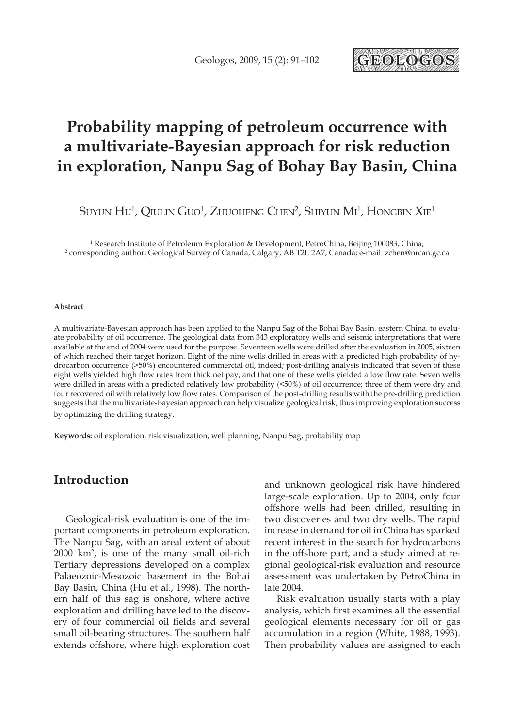# Probability mapping of petroleum occurrence with a multivariate-Bayesian approach for risk reduction in exploration, Nanpu Sag of Bohay Bay Basin, China

Suyun Hu[1], Qiulin Guo[1], Zhuoheng Chen[2], Shiyun Mi[1], Hongbin Xie[1]

[1] Research Institute of Petroleum Exploration & Development, PetroChina, Beijing 100083, China;
[2] corresponding author; Geological Survey of Canada, Calgary, AB T2L 2A7, Canada; e-mail: zchen@nrcan.gc.ca

**Abstract**

A multivariate-Bayesian approach has been applied to the Nanpu Sag of the Bohai Bay Basin, eastern China, to evaluate probability of oil occurrence. The geological data from 343 exploratory wells and seismic interpretations that were available at the end of 2004 were used for the purpose. Seventeen wells were drilled after the evaluation in 2005, sixteen of which reached their target horizon. Eight of the nine wells drilled in areas with a predicted high probability of hydrocarbon occurrence (>50%) encountered commercial oil, indeed; post-drilling analysis indicated that seven of these eight wells yielded high flow rates from thick net pay, and that one of these wells yielded a low flow rate. Seven wells were drilled in areas with a predicted relatively low probability (<50%) of oil occurrence; three of them were dry and four recovered oil with relatively low flow rates. Comparison of the post-drilling results with the pre-drilling prediction suggests that the multivariate-Bayesian approach can help visualize geological risk, thus improving exploration success by optimizing the drilling strategy.

**Keywords:** oil exploration, risk visualization, well planning, Nanpu Sag, probability map

## Introduction

Geological-risk evaluation is one of the important components in petroleum exploration. The Nanpu Sag, with an areal extent of about 2000 km$^2$, is one of the many small oil-rich Tertiary depressions developed on a complex Palaeozoic-Mesozoic basement in the Bohai Bay Basin, China (Hu et al., 1998). The northern half of this sag is onshore, where active exploration and drilling have led to the discovery of four commercial oil fields and several small oil-bearing structures. The southern half extends offshore, where high exploration cost and unknown geological risk have hindered large-scale exploration. Up to 2004, only four offshore wells had been drilled, resulting in two discoveries and two dry wells. The rapid increase in demand for oil in China has sparked recent interest in the search for hydrocarbons in the offshore part, and a study aimed at regional geological-risk evaluation and resource assessment was undertaken by PetroChina in late 2004.

Risk evaluation usually starts with a play analysis, which first examines all the essential geological elements necessary for oil or gas accumulation in a region (White, 1988, 1993). Then probability values are assigned to each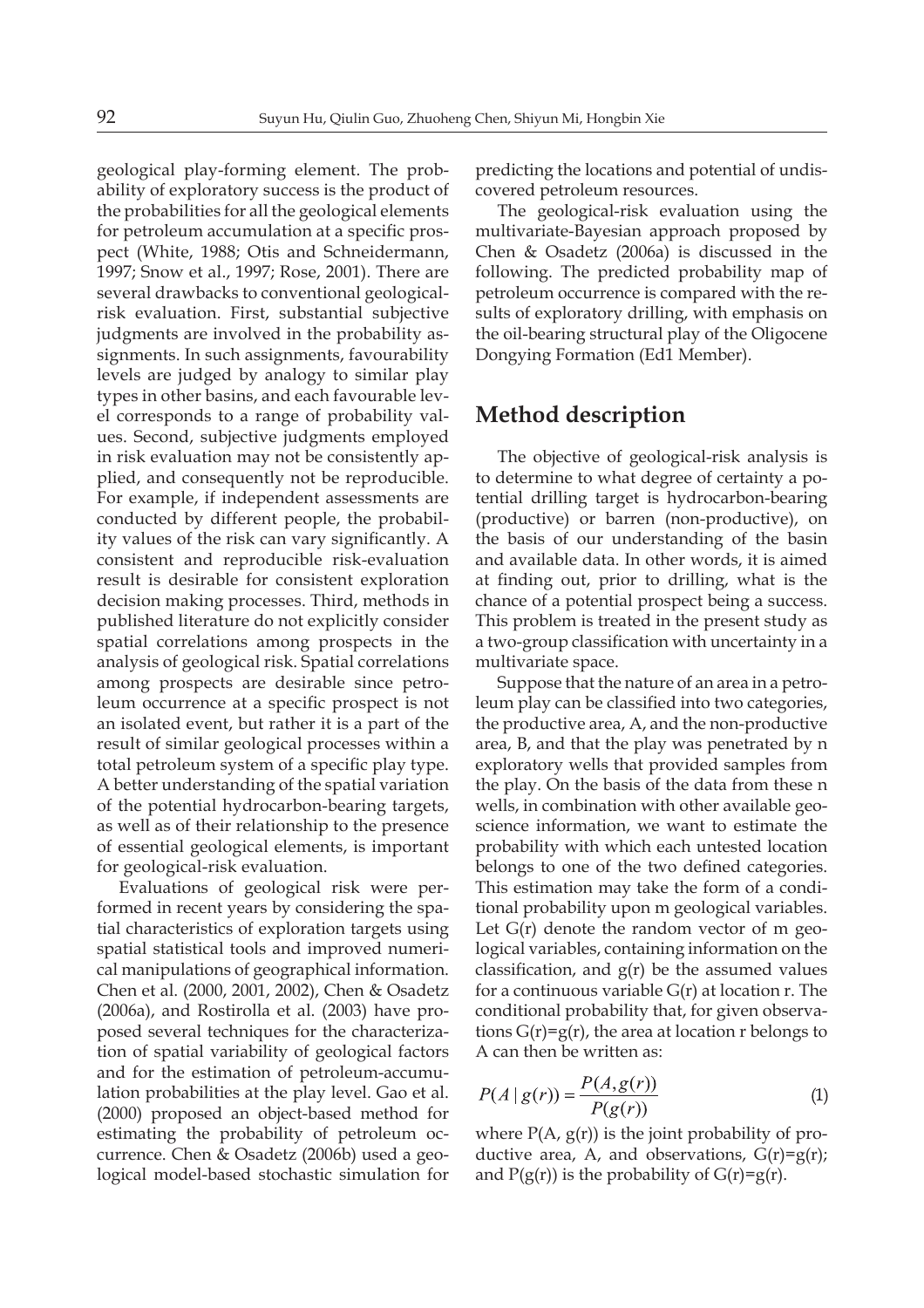geological play-forming element. The probability of exploratory success is the product of the probabilities for all the geological elements for petroleum accumulation at a specific prospect (White, 1988; Otis and Schneidermann, 1997; Snow et al., 1997; Rose, 2001). There are several drawbacks to conventional geological-risk evaluation. First, substantial subjective judgments are involved in the probability assignments. In such assignments, favourability levels are judged by analogy to similar play types in other basins, and each favourable level corresponds to a range of probability values. Second, subjective judgments employed in risk evaluation may not be consistently applied, and consequently not be reproducible. For example, if independent assessments are conducted by different people, the probability values of the risk can vary significantly. A consistent and reproducible risk-evaluation result is desirable for consistent exploration decision making processes. Third, methods in published literature do not explicitly consider spatial correlations among prospects in the analysis of geological risk. Spatial correlations among prospects are desirable since petroleum occurrence at a specific prospect is not an isolated event, but rather it is a part of the result of similar geological processes within a total petroleum system of a specific play type. A better understanding of the spatial variation of the potential hydrocarbon-bearing targets, as well as of their relationship to the presence of essential geological elements, is important for geological-risk evaluation.

Evaluations of geological risk were performed in recent years by considering the spatial characteristics of exploration targets using spatial statistical tools and improved numerical manipulations of geographical information. Chen et al. (2000, 2001, 2002), Chen & Osadetz (2006a), and Rostirolla et al. (2003) have proposed several techniques for the characterization of spatial variability of geological factors and for the estimation of petroleum-accumulation probabilities at the play level. Gao et al. (2000) proposed an object-based method for estimating the probability of petroleum occurrence. Chen & Osadetz (2006b) used a geological model-based stochastic simulation for predicting the locations and potential of undiscovered petroleum resources.

The geological-risk evaluation using the multivariate-Bayesian approach proposed by Chen & Osadetz (2006a) is discussed in the following. The predicted probability map of petroleum occurrence is compared with the results of exploratory drilling, with emphasis on the oil-bearing structural play of the Oligocene Dongying Formation (Ed1 Member).

## Method description

The objective of geological-risk analysis is to determine to what degree of certainty a potential drilling target is hydrocarbon-bearing (productive) or barren (non-productive), on the basis of our understanding of the basin and available data. In other words, it is aimed at finding out, prior to drilling, what is the chance of a potential prospect being a success. This problem is treated in the present study as a two-group classification with uncertainty in a multivariate space.

Suppose that the nature of an area in a petroleum play can be classified into two categories, the productive area, A, and the non-productive area, B, and that the play was penetrated by n exploratory wells that provided samples from the play. On the basis of the data from these n wells, in combination with other available geoscience information, we want to estimate the probability with which each untested location belongs to one of the two defined categories. This estimation may take the form of a conditional probability upon m geological variables. Let $G(r)$ denote the random vector of m geological variables, containing information on the classification, and $g(r)$ be the assumed values for a continuous variable $G(r)$ at location r. The conditional probability that, for given observations $G(r)=g(r)$, the area at location r belongs to A can then be written as:

$$P(A \mid g(r)) = \frac{P(A, g(r))}{P(g(r))} \qquad (1)$$

where $P(A, g(r))$ is the joint probability of productive area, A, and observations, $G(r)=g(r)$; and $P(g(r))$ is the probability of $G(r)=g(r)$.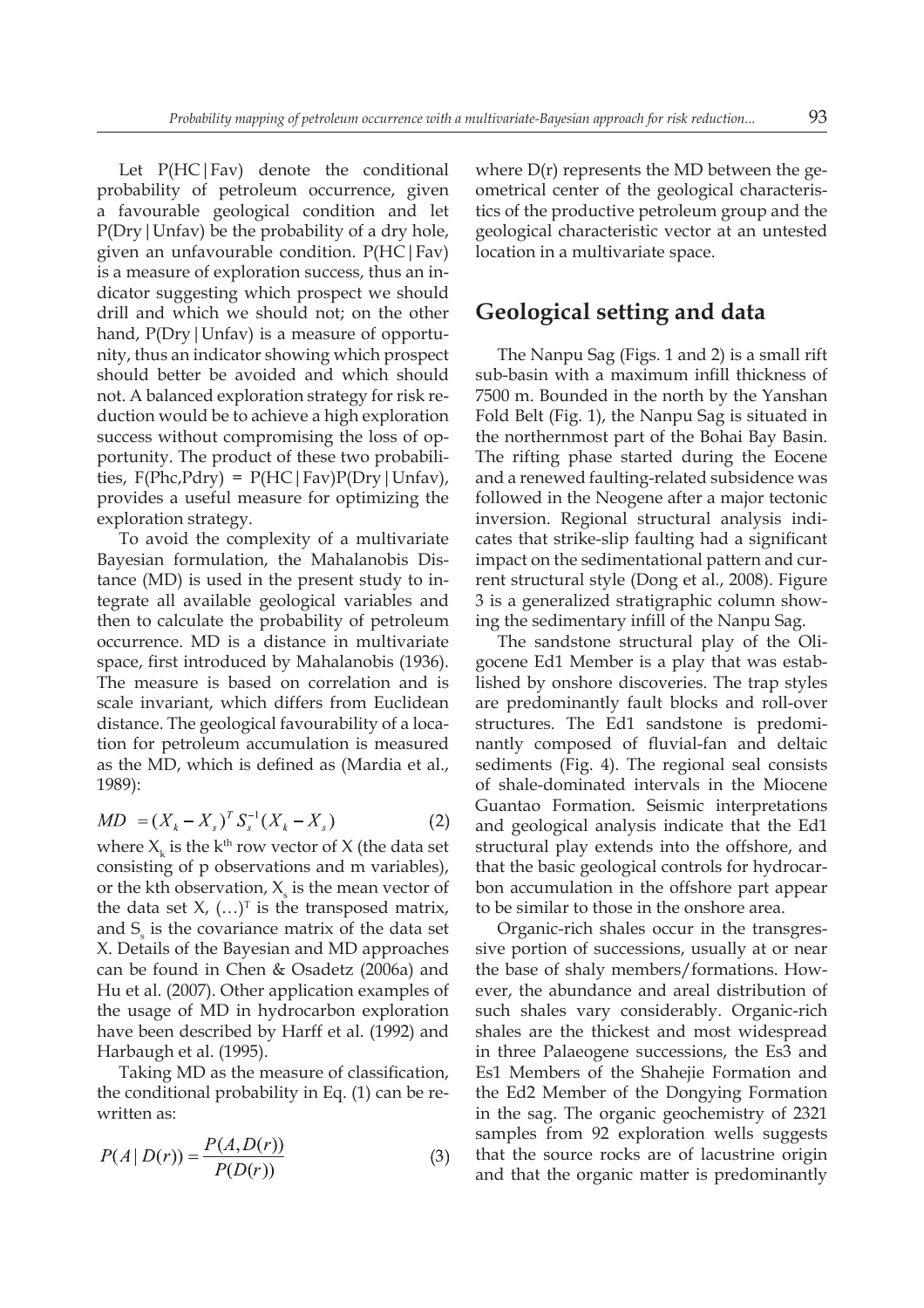Let P(HC|Fav) denote the conditional probability of petroleum occurrence, given a favourable geological condition and let P(Dry|Unfav) be the probability of a dry hole, given an unfavourable condition. P(HC|Fav) is a measure of exploration success, thus an indicator suggesting which prospect we should drill and which we should not; on the other hand, P(Dry|Unfav) is a measure of opportunity, thus an indicator showing which prospect should better be avoided and which should not. A balanced exploration strategy for risk reduction would be to achieve a high exploration success without compromising the loss of opportunity. The product of these two probabilities, F(Phc,Pdry) = P(HC|Fav)P(Dry|Unfav), provides a useful measure for optimizing the exploration strategy.

To avoid the complexity of a multivariate Bayesian formulation, the Mahalanobis Distance (MD) is used in the present study to integrate all available geological variables and then to calculate the probability of petroleum occurrence. MD is a distance in multivariate space, first introduced by Mahalanobis (1936). The measure is based on correlation and is scale invariant, which differs from Euclidean distance. The geological favourability of a location for petroleum accumulation is measured as the MD, which is defined as (Mardia et al., 1989):

$$MD = (X_k - X_s)^T S_s^{-1} (X_k - X_s) \tag{2}$$

where $X_k$ is the $k^{th}$ row vector of X (the data set consisting of p observations and m variables), or the kth observation, $X_s$ is the mean vector of the data set X, $(\ldots)^T$ is the transposed matrix, and $S_s$ is the covariance matrix of the data set X. Details of the Bayesian and MD approaches can be found in Chen & Osadetz (2006a) and Hu et al. (2007). Other application examples of the usage of MD in hydrocarbon exploration have been described by Harff et al. (1992) and Harbaugh et al. (1995).

Taking MD as the measure of classification, the conditional probability in Eq. (1) can be rewritten as:

$$P(A \mid D(r)) = \frac{P(A, D(r))}{P(D(r))} \tag{3}$$

where D(r) represents the MD between the geometrical center of the geological characteristics of the productive petroleum group and the geological characteristic vector at an untested location in a multivariate space.

## Geological setting and data

The Nanpu Sag (Figs. 1 and 2) is a small rift sub-basin with a maximum infill thickness of 7500 m. Bounded in the north by the Yanshan Fold Belt (Fig. 1), the Nanpu Sag is situated in the northernmost part of the Bohai Bay Basin. The rifting phase started during the Eocene and a renewed faulting-related subsidence was followed in the Neogene after a major tectonic inversion. Regional structural analysis indicates that strike-slip faulting had a significant impact on the sedimentational pattern and current structural style (Dong et al., 2008). Figure 3 is a generalized stratigraphic column showing the sedimentary infill of the Nanpu Sag.

The sandstone structural play of the Oligocene Ed1 Member is a play that was established by onshore discoveries. The trap styles are predominantly fault blocks and roll-over structures. The Ed1 sandstone is predominantly composed of fluvial-fan and deltaic sediments (Fig. 4). The regional seal consists of shale-dominated intervals in the Miocene Guantao Formation. Seismic interpretations and geological analysis indicate that the Ed1 structural play extends into the offshore, and that the basic geological controls for hydrocarbon accumulation in the offshore part appear to be similar to those in the onshore area.

Organic-rich shales occur in the transgressive portion of successions, usually at or near the base of shaly members/formations. However, the abundance and areal distribution of such shales vary considerably. Organic-rich shales are the thickest and most widespread in three Palaeogene successions, the Es3 and Es1 Members of the Shahejie Formation and the Ed2 Member of the Dongying Formation in the sag. The organic geochemistry of 2321 samples from 92 exploration wells suggests that the source rocks are of lacustrine origin and that the organic matter is predominantly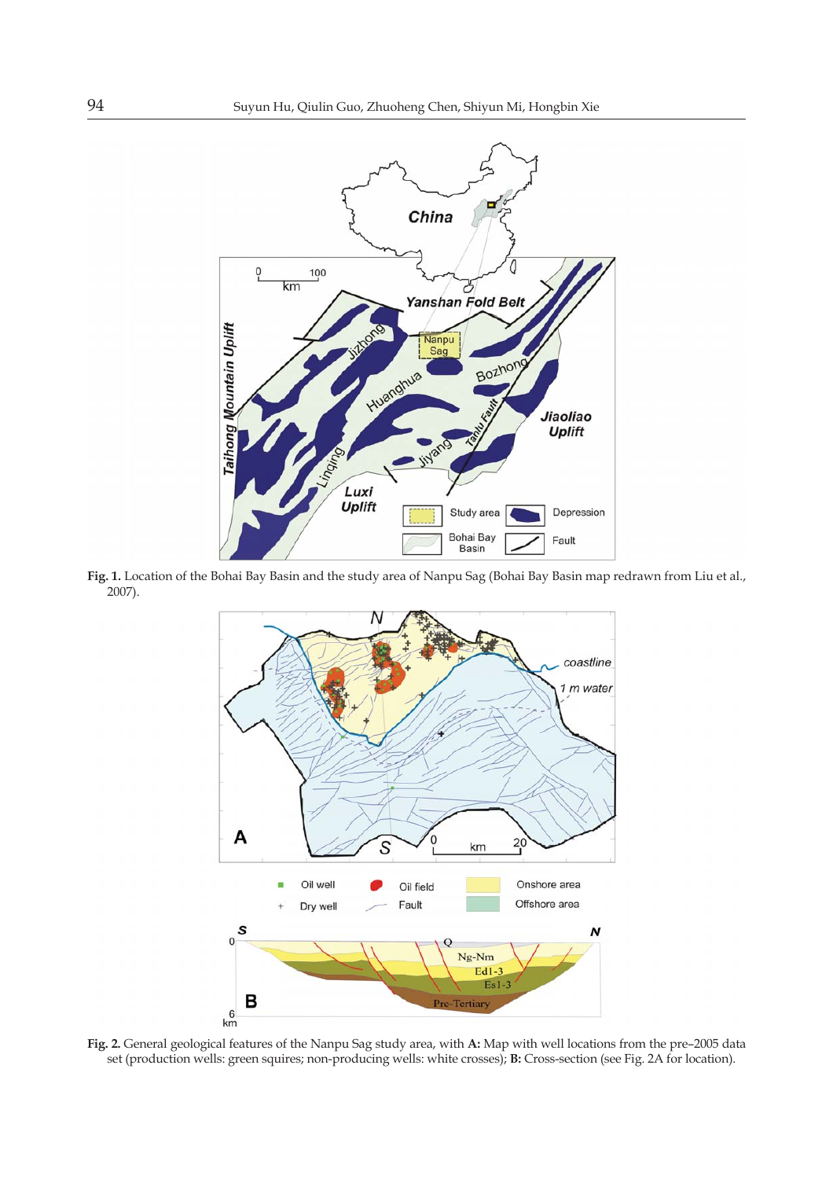**Fig. 1.** Location of the Bohai Bay Basin and the study area of Nanpu Sag (Bohai Bay Basin map redrawn from Liu et al., 2007).

**Fig. 2.** General geological features of the Nanpu Sag study area, with **A:** Map with well locations from the pre–2005 data set (production wells: green squires; non-producing wells: white crosses); **B:** Cross-section (see Fig. 2A for location).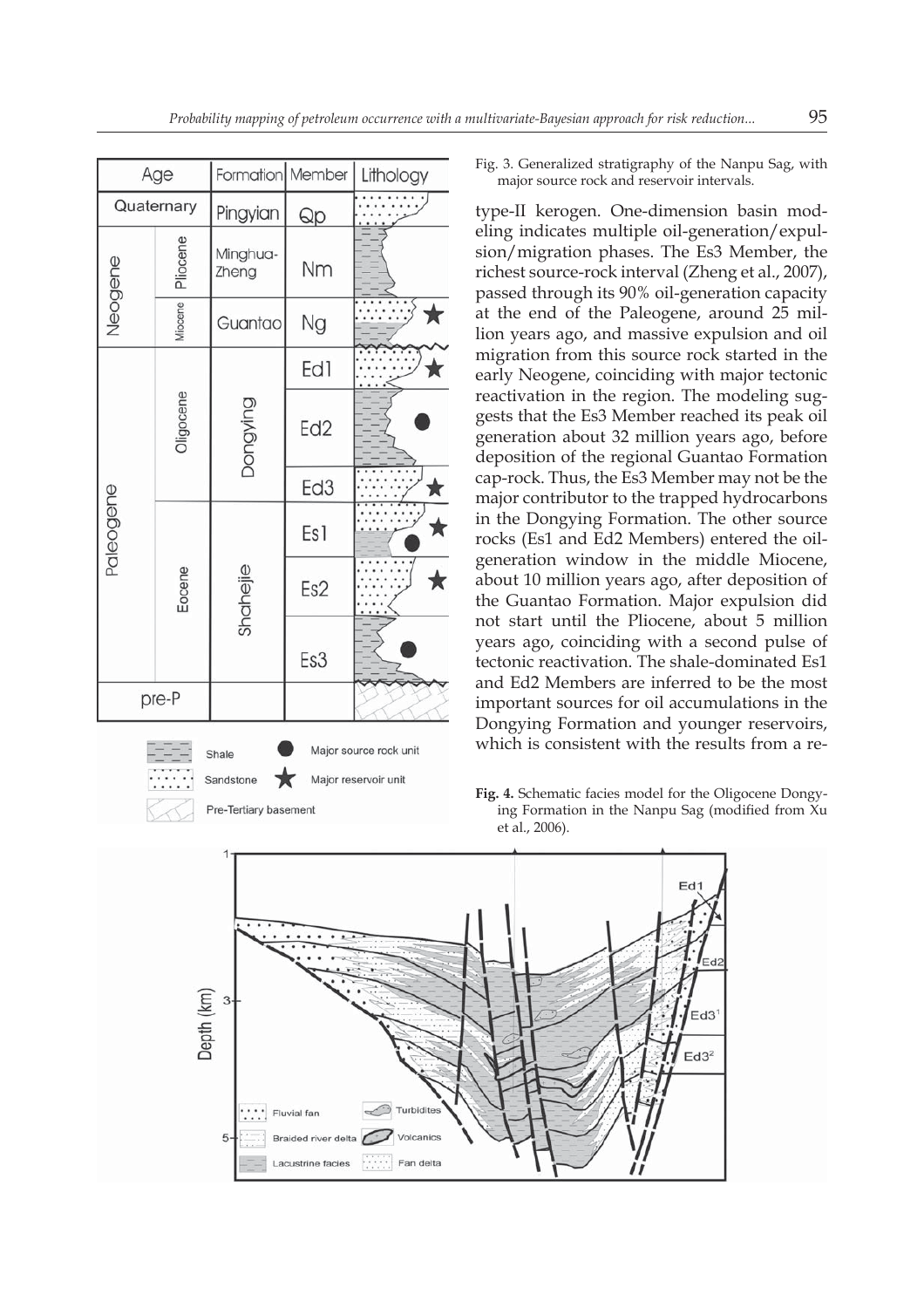Fig. 3. Generalized stratigraphy of the Nanpu Sag, with major source rock and reservoir intervals.

type-II kerogen. One-dimension basin modeling indicates multiple oil-generation/expulsion/migration phases. The Es3 Member, the richest source-rock interval (Zheng et al., 2007), passed through its 90% oil-generation capacity at the end of the Paleogene, around 25 million years ago, and massive expulsion and oil migration from this source rock started in the early Neogene, coinciding with major tectonic reactivation in the region. The modeling suggests that the Es3 Member reached its peak oil generation about 32 million years ago, before deposition of the regional Guantao Formation cap-rock. Thus, the Es3 Member may not be the major contributor to the trapped hydrocarbons in the Dongying Formation. The other source rocks (Es1 and Ed2 Members) entered the oil-generation window in the middle Miocene, about 10 million years ago, after deposition of the Guantao Formation. Major expulsion did not start until the Pliocene, about 5 million years ago, coinciding with a second pulse of tectonic reactivation. The shale-dominated Es1 and Ed2 Members are inferred to be the most important sources for oil accumulations in the Dongying Formation and younger reservoirs, which is consistent with the results from a re-

**Fig. 4.** Schematic facies model for the Oligocene Dongying Formation in the Nanpu Sag (modified from Xu et al., 2006).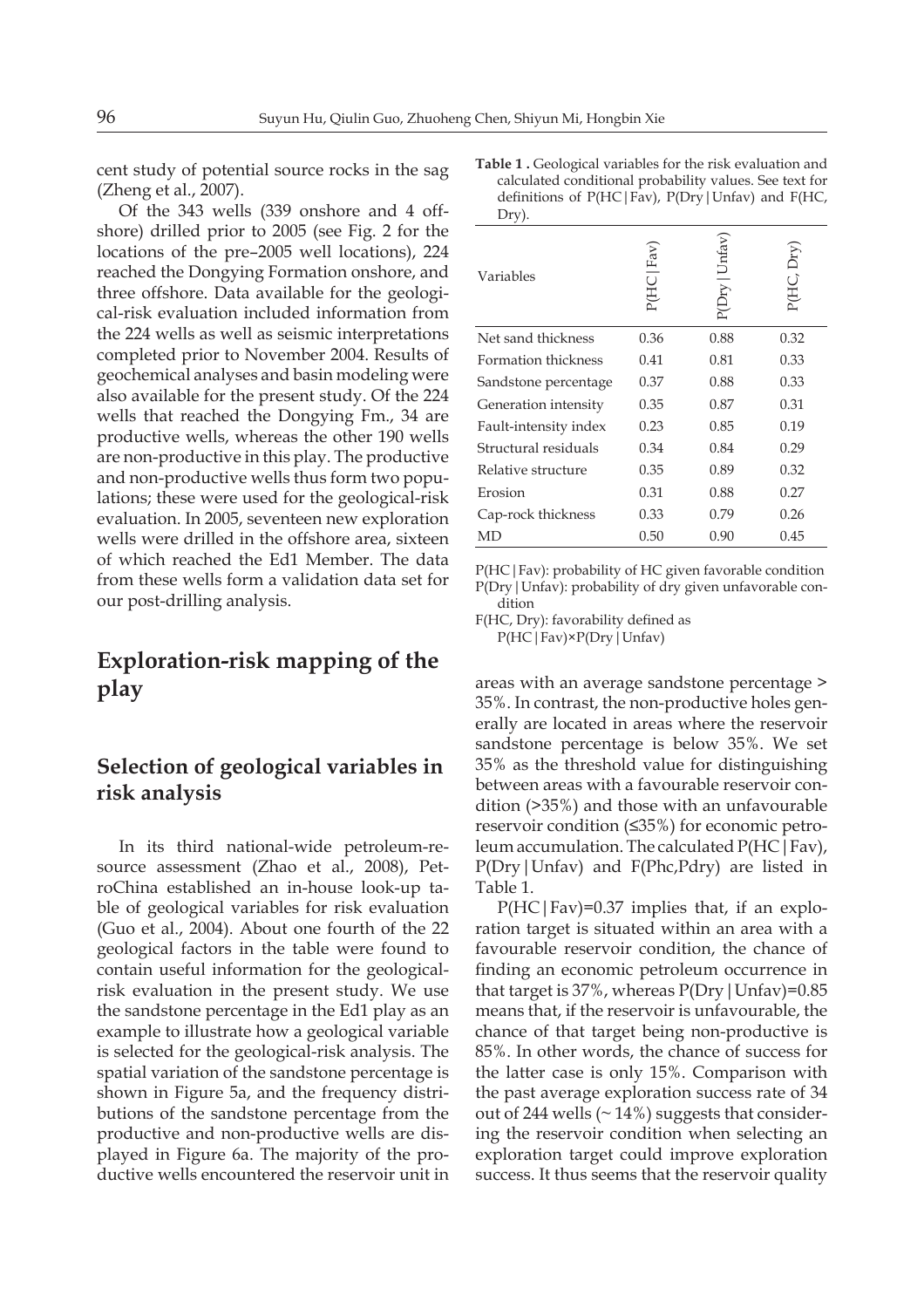cent study of potential source rocks in the sag (Zheng et al., 2007).

Of the 343 wells (339 onshore and 4 offshore) drilled prior to 2005 (see Fig. 2 for the locations of the pre–2005 well locations), 224 reached the Dongying Formation onshore, and three offshore. Data available for the geological-risk evaluation included information from the 224 wells as well as seismic interpretations completed prior to November 2004. Results of geochemical analyses and basin modeling were also available for the present study. Of the 224 wells that reached the Dongying Fm., 34 are productive wells, whereas the other 190 wells are non-productive in this play. The productive and non-productive wells thus form two populations; these were used for the geological-risk evaluation. In 2005, seventeen new exploration wells were drilled in the offshore area, sixteen of which reached the Ed1 Member. The data from these wells form a validation data set for our post-drilling analysis.

## Exploration-risk mapping of the play

### Selection of geological variables in risk analysis

In its third national-wide petroleum-resource assessment (Zhao et al., 2008), PetroChina established an in-house look-up table of geological variables for risk evaluation (Guo et al., 2004). About one fourth of the 22 geological factors in the table were found to contain useful information for the geological-risk evaluation in the present study. We use the sandstone percentage in the Ed1 play as an example to illustrate how a geological variable is selected for the geological-risk analysis. The spatial variation of the sandstone percentage is shown in Figure 5a, and the frequency distributions of the sandstone percentage from the productive and non-productive wells are displayed in Figure 6a. The majority of the productive wells encountered the reservoir unit in areas with an average sandstone percentage > 35%. In contrast, the non-productive holes generally are located in areas where the reservoir sandstone percentage is below 35%. We set 35% as the threshold value for distinguishing between areas with a favourable reservoir condition (>35%) and those with an unfavourable reservoir condition (≤35%) for economic petroleum accumulation. The calculated P(HC|Fav), P(Dry|Unfav) and F(Phc,Pdry) are listed in Table 1.

**Table 1 .** Geological variables for the risk evaluation and calculated conditional probability values. See text for definitions of P(HC|Fav), P(Dry|Unfav) and F(HC, Dry).

| Variables | P(HC\|Fav) | P(Dry\|Unfav) | P(HC, Dry) |
|---|---|---|---|
| Net sand thickness | 0.36 | 0.88 | 0.32 |
| Formation thickness | 0.41 | 0.81 | 0.33 |
| Sandstone percentage | 0.37 | 0.88 | 0.33 |
| Generation intensity | 0.35 | 0.87 | 0.31 |
| Fault-intensity index | 0.23 | 0.85 | 0.19 |
| Structural residuals | 0.34 | 0.84 | 0.29 |
| Relative structure | 0.35 | 0.89 | 0.32 |
| Erosion | 0.31 | 0.88 | 0.27 |
| Cap-rock thickness | 0.33 | 0.79 | 0.26 |
| MD | 0.50 | 0.90 | 0.45 |

P(HC|Fav): probability of HC given favorable condition
P(Dry|Unfav): probability of dry given unfavorable condition
F(HC, Dry): favorability defined as P(HC|Fav)×P(Dry|Unfav)

P(HC|Fav)=0.37 implies that, if an exploration target is situated within an area with a favourable reservoir condition, the chance of finding an economic petroleum occurrence in that target is 37%, whereas P(Dry|Unfav)=0.85 means that, if the reservoir is unfavourable, the chance of that target being non-productive is 85%. In other words, the chance of success for the latter case is only 15%. Comparison with the past average exploration success rate of 34 out of 244 wells (~ 14%) suggests that considering the reservoir condition when selecting an exploration target could improve exploration success. It thus seems that the reservoir quality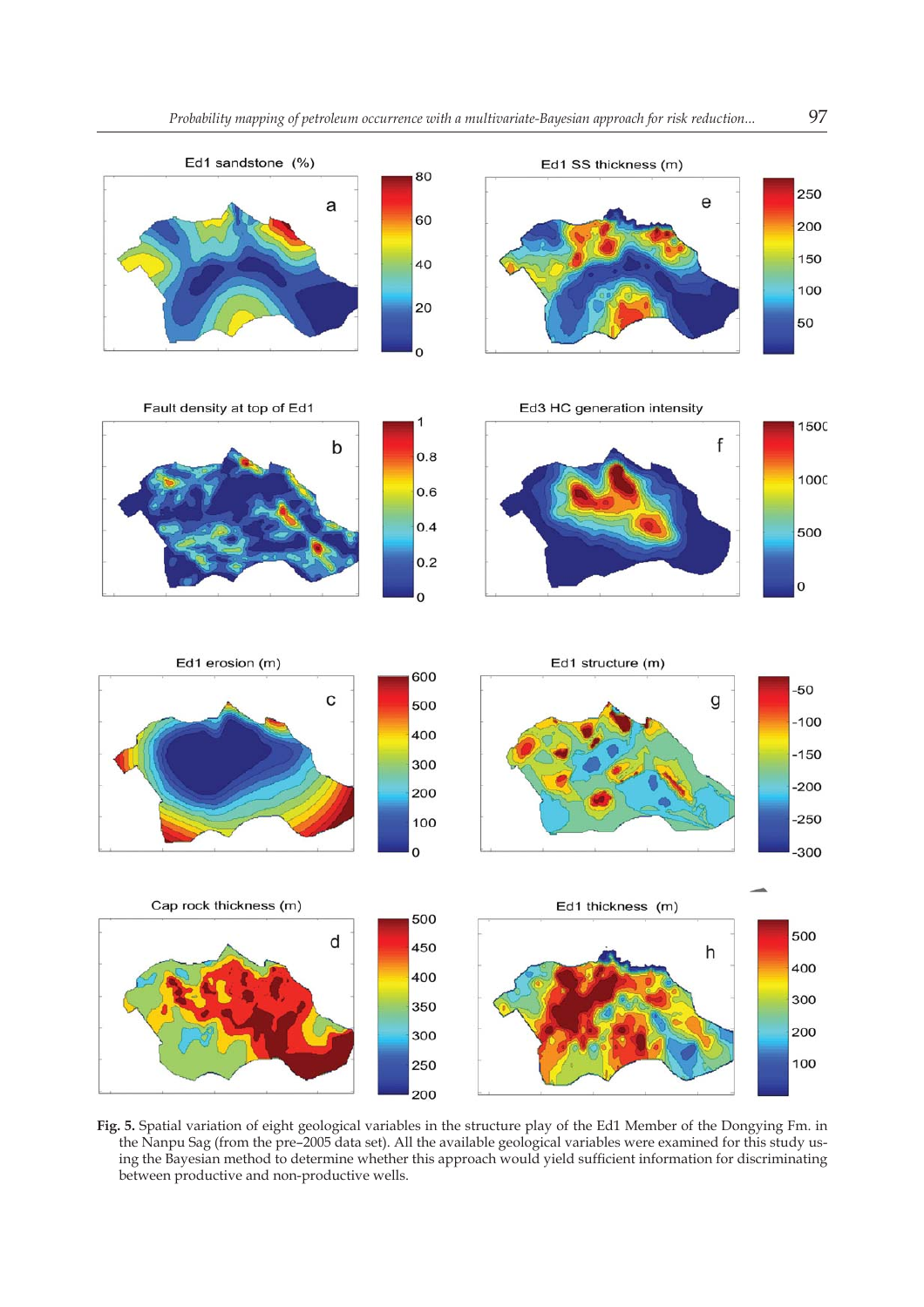**Fig. 5.** Spatial variation of eight geological variables in the structure play of the Ed1 Member of the Dongying Fm. in the Nanpu Sag (from the pre–2005 data set). All the available geological variables were examined for this study using the Bayesian method to determine whether this approach would yield sufficient information for discriminating between productive and non-productive wells.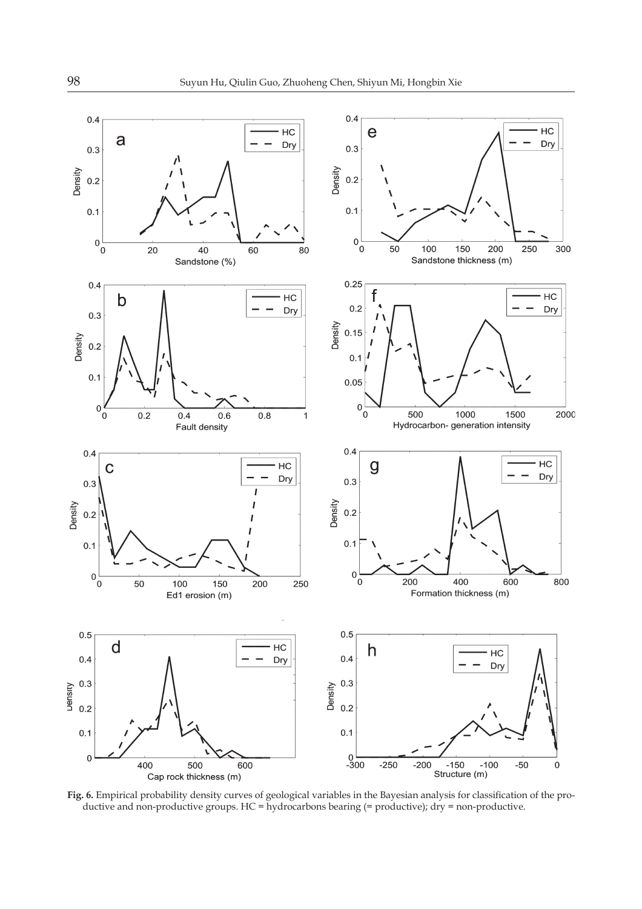**Fig. 6.** Empirical probability density curves of geological variables in the Bayesian analysis for classification of the productive and non-productive groups. HC = hydrocarbons bearing (= productive); dry = non-productive.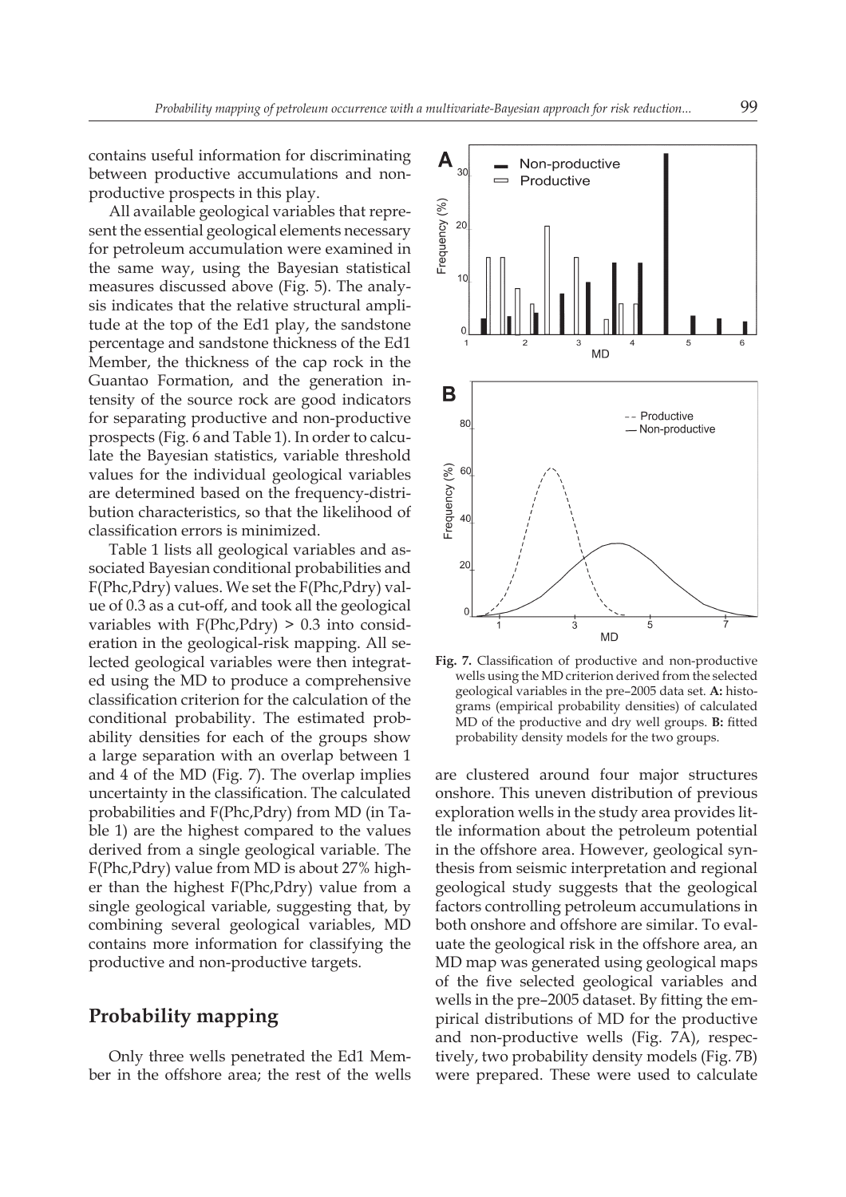contains useful information for discriminating between productive accumulations and non-productive prospects in this play.

All available geological variables that represent the essential geological elements necessary for petroleum accumulation were examined in the same way, using the Bayesian statistical measures discussed above (Fig. 5). The analysis indicates that the relative structural amplitude at the top of the Ed1 play, the sandstone percentage and sandstone thickness of the Ed1 Member, the thickness of the cap rock in the Guantao Formation, and the generation intensity of the source rock are good indicators for separating productive and non-productive prospects (Fig. 6 and Table 1). In order to calculate the Bayesian statistics, variable threshold values for the individual geological variables are determined based on the frequency-distribution characteristics, so that the likelihood of classification errors is minimized.

Table 1 lists all geological variables and associated Bayesian conditional probabilities and F(Phc,Pdry) values. We set the F(Phc,Pdry) value of 0.3 as a cut-off, and took all the geological variables with F(Phc,Pdry) > 0.3 into consideration in the geological-risk mapping. All selected geological variables were then integrated using the MD to produce a comprehensive classification criterion for the calculation of the conditional probability. The estimated probability densities for each of the groups show a large separation with an overlap between 1 and 4 of the MD (Fig. 7). The overlap implies uncertainty in the classification. The calculated probabilities and F(Phc,Pdry) from MD (in Table 1) are the highest compared to the values derived from a single geological variable. The F(Phc,Pdry) value from MD is about 27% higher than the highest F(Phc,Pdry) value from a single geological variable, suggesting that, by combining several geological variables, MD contains more information for classifying the productive and non-productive targets.

**Fig. 7.** Classification of productive and non-productive wells using the MD criterion derived from the selected geological variables in the pre–2005 data set. **A:** histograms (empirical probability densities) of calculated MD of the productive and dry well groups. **B:** fitted probability density models for the two groups.

## Probability mapping

Only three wells penetrated the Ed1 Member in the offshore area; the rest of the wells are clustered around four major structures onshore. This uneven distribution of previous exploration wells in the study area provides little information about the petroleum potential in the offshore area. However, geological synthesis from seismic interpretation and regional geological study suggests that the geological factors controlling petroleum accumulations in both onshore and offshore are similar. To evaluate the geological risk in the offshore area, an MD map was generated using geological maps of the five selected geological variables and wells in the pre–2005 dataset. By fitting the empirical distributions of MD for the productive and non-productive wells (Fig. 7A), respectively, two probability density models (Fig. 7B) were prepared. These were used to calculate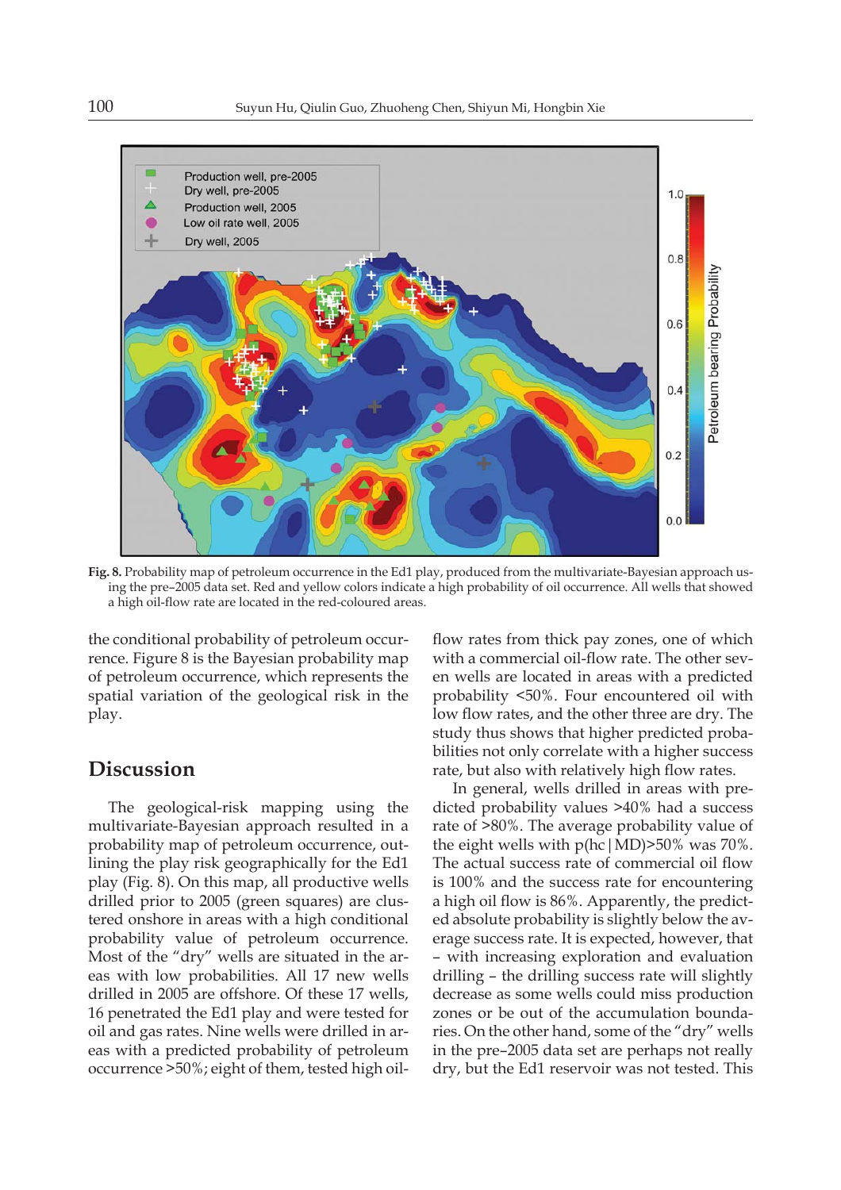**Fig. 8.** Probability map of petroleum occurrence in the Ed1 play, produced from the multivariate-Bayesian approach using the pre–2005 data set. Red and yellow colors indicate a high probability of oil occurrence. All wells that showed a high oil-flow rate are located in the red-coloured areas.

the conditional probability of petroleum occurrence. Figure 8 is the Bayesian probability map of petroleum occurrence, which represents the spatial variation of the geological risk in the play.

## Discussion

The geological-risk mapping using the multivariate-Bayesian approach resulted in a probability map of petroleum occurrence, outlining the play risk geographically for the Ed1 play (Fig. 8). On this map, all productive wells drilled prior to 2005 (green squares) are clustered onshore in areas with a high conditional probability value of petroleum occurrence. Most of the "dry" wells are situated in the areas with low probabilities. All 17 new wells drilled in 2005 are offshore. Of these 17 wells, 16 penetrated the Ed1 play and were tested for oil and gas rates. Nine wells were drilled in areas with a predicted probability of petroleum occurrence >50%; eight of them, tested high oil-flow rates from thick pay zones, one of which with a commercial oil-flow rate. The other seven wells are located in areas with a predicted probability <50%. Four encountered oil with low flow rates, and the other three are dry. The study thus shows that higher predicted probabilities not only correlate with a higher success rate, but also with relatively high flow rates.

In general, wells drilled in areas with predicted probability values >40% had a success rate of >80%. The average probability value of the eight wells with $p(hc\,|\,MD)$>50% was 70%. The actual success rate of commercial oil flow is 100% and the success rate for encountering a high oil flow is 86%. Apparently, the predicted absolute probability is slightly below the average success rate. It is expected, however, that – with increasing exploration and evaluation drilling – the drilling success rate will slightly decrease as some wells could miss production zones or be out of the accumulation boundaries. On the other hand, some of the "dry" wells in the pre–2005 data set are perhaps not really dry, but the Ed1 reservoir was not tested. This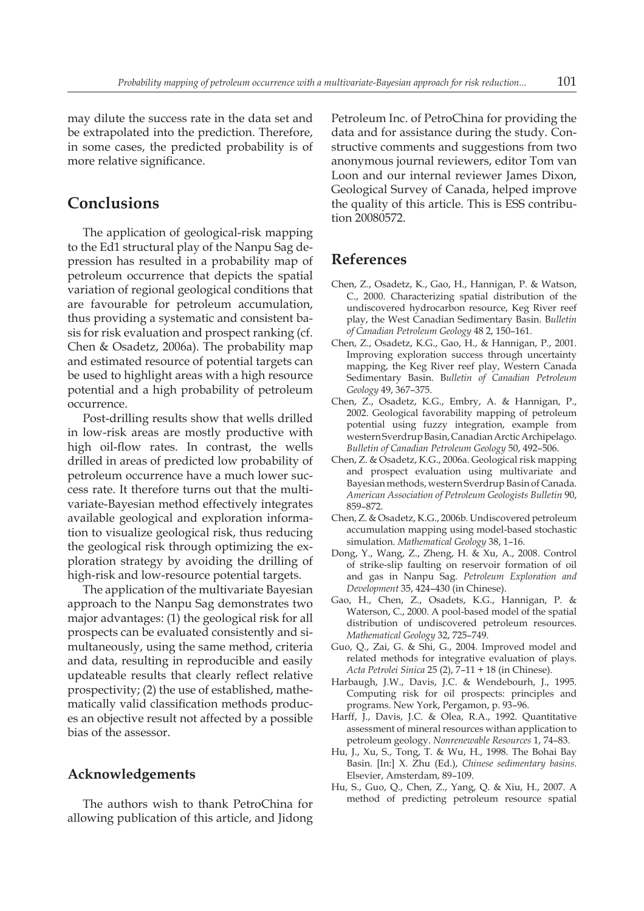may dilute the success rate in the data set and be extrapolated into the prediction. Therefore, in some cases, the predicted probability is of more relative significance.

## Conclusions

The application of geological-risk mapping to the Ed1 structural play of the Nanpu Sag depression has resulted in a probability map of petroleum occurrence that depicts the spatial variation of regional geological conditions that are favourable for petroleum accumulation, thus providing a systematic and consistent basis for risk evaluation and prospect ranking (cf. Chen & Osadetz, 2006a). The probability map and estimated resource of potential targets can be used to highlight areas with a high resource potential and a high probability of petroleum occurrence.

Post-drilling results show that wells drilled in low-risk areas are mostly productive with high oil-flow rates. In contrast, the wells drilled in areas of predicted low probability of petroleum occurrence have a much lower success rate. It therefore turns out that the multivariate-Bayesian method effectively integrates available geological and exploration information to visualize geological risk, thus reducing the geological risk through optimizing the exploration strategy by avoiding the drilling of high-risk and low-resource potential targets.

The application of the multivariate Bayesian approach to the Nanpu Sag demonstrates two major advantages: (1) the geological risk for all prospects can be evaluated consistently and simultaneously, using the same method, criteria and data, resulting in reproducible and easily updateable results that clearly reflect relative prospectivity; (2) the use of established, mathematically valid classification methods produces an objective result not affected by a possible bias of the assessor.

### Acknowledgements

The authors wish to thank PetroChina for allowing publication of this article, and Jidong Petroleum Inc. of PetroChina for providing the data and for assistance during the study. Constructive comments and suggestions from two anonymous journal reviewers, editor Tom van Loon and our internal reviewer James Dixon, Geological Survey of Canada, helped improve the quality of this article. This is ESS contribution 20080572.

## References

Chen, Z., Osadetz, K., Gao, H., Hannigan, P. & Watson, C., 2000. Characterizing spatial distribution of the undiscovered hydrocarbon resource, Keg River reef play, the West Canadian Sedimentary Basin. *Bulletin of Canadian Petroleum Geology* 48 2, 150–161.

Chen, Z., Osadetz, K.G., Gao, H., & Hannigan, P., 2001. Improving exploration success through uncertainty mapping, the Keg River reef play, Western Canada Sedimentary Basin. *Bulletin of Canadian Petroleum Geology* 49, 367–375.

Chen, Z., Osadetz, K.G., Embry, A. & Hannigan, P., 2002. Geological favorability mapping of petroleum potential using fuzzy integration, example from western Sverdrup Basin, Canadian Arctic Archipelago. *Bulletin of Canadian Petroleum Geology* 50, 492–506.

Chen, Z. & Osadetz, K.G., 2006a. Geological risk mapping and prospect evaluation using multivariate and Bayesian methods, western Sverdrup Basin of Canada. *American Association of Petroleum Geologists Bulletin* 90, 859–872.

Chen, Z. & Osadetz, K.G., 2006b. Undiscovered petroleum accumulation mapping using model-based stochastic simulation. *Mathematical Geology* 38, 1–16.

Dong, Y., Wang, Z., Zheng, H. & Xu, A., 2008. Control of strike-slip faulting on reservoir formation of oil and gas in Nanpu Sag. *Petroleum Exploration and Development* 35, 424–430 (in Chinese).

Gao, H., Chen, Z., Osadets, K.G., Hannigan, P. & Waterson, C., 2000. A pool-based model of the spatial distribution of undiscovered petroleum resources. *Mathematical Geology* 32, 725–749.

Guo, Q., Zai, G. & Shi, G., 2004. Improved model and related methods for integrative evaluation of plays. *Acta Petrolei Sinica* 25 (2), 7–11 + 18 (in Chinese).

Harbaugh, J.W., Davis, J.C. & Wendebourh, J., 1995. Computing risk for oil prospects: principles and programs. New York, Pergamon, p. 93–96.

Harff, J., Davis, J.C. & Olea, R.A., 1992. Quantitative assessment of mineral resources withan application to petroleum geology. *Nonrenewable Resources* 1, 74–83.

Hu, J., Xu, S., Tong, T. & Wu, H., 1998. The Bohai Bay Basin. [In:] X. Zhu (Ed.), *Chinese sedimentary basins*. Elsevier, Amsterdam, 89–109.

Hu, S., Guo, Q., Chen, Z., Yang, Q. & Xiu, H., 2007. A method of predicting petroleum resource spatial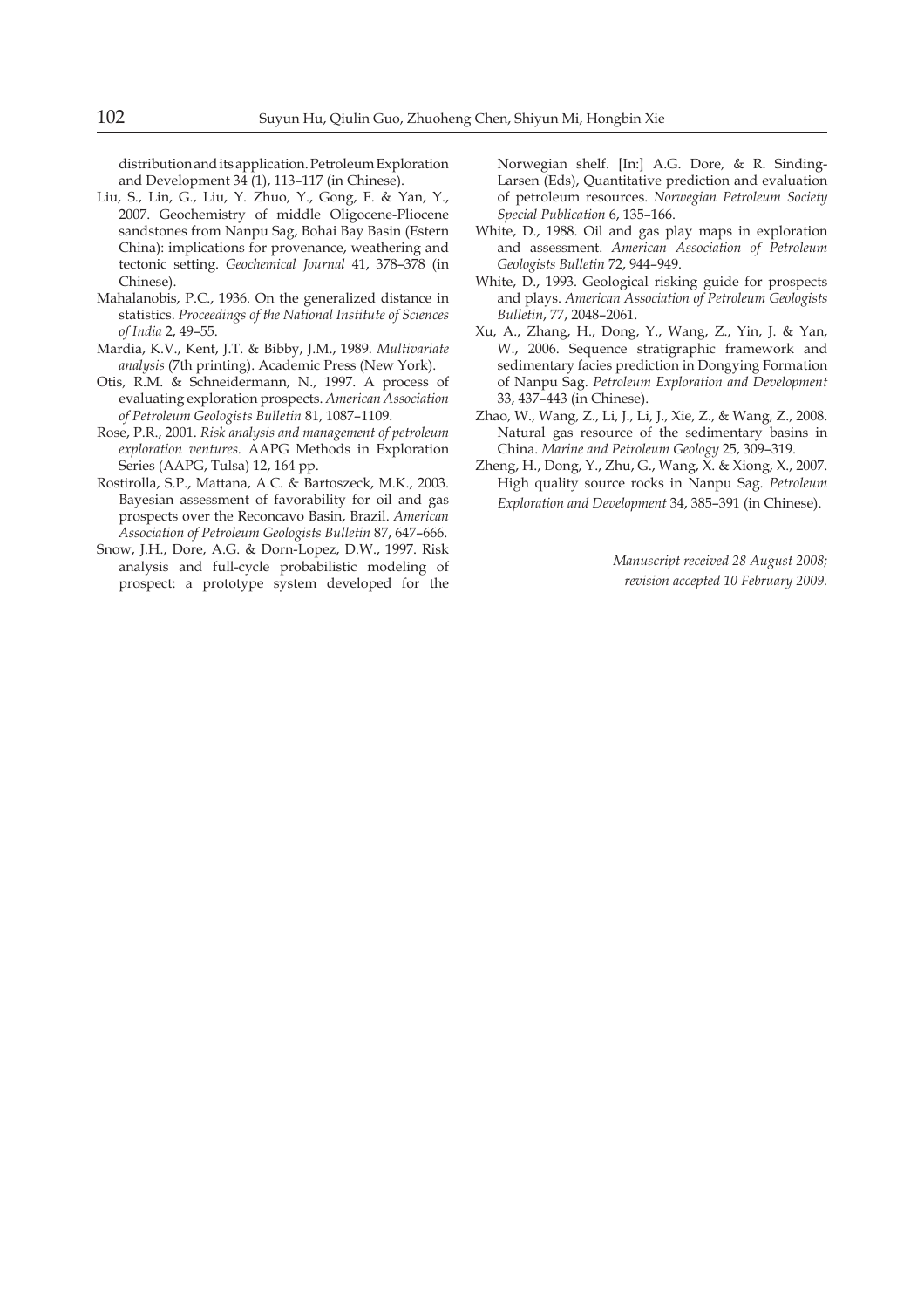distribution and its application. Petroleum Exploration and Development 34 (1), 113–117 (in Chinese).

Liu, S., Lin, G., Liu, Y. Zhuo, Y., Gong, F. & Yan, Y., 2007. Geochemistry of middle Oligocene-Pliocene sandstones from Nanpu Sag, Bohai Bay Basin (Estern China): implications for provenance, weathering and tectonic setting. *Geochemical Journal* 41, 378–378 (in Chinese).

Mahalanobis, P.C., 1936. On the generalized distance in statistics. *Proceedings of the National Institute of Sciences of India* 2, 49–55.

Mardia, K.V., Kent, J.T. & Bibby, J.M., 1989. *Multivariate analysis* (7th printing). Academic Press (New York).

Otis, R.M. & Schneidermann, N., 1997. A process of evaluating exploration prospects. *American Association of Petroleum Geologists Bulletin* 81, 1087–1109.

Rose, P.R., 2001. *Risk analysis and management of petroleum exploration ventures.* AAPG Methods in Exploration Series (AAPG, Tulsa) 12, 164 pp.

Rostirolla, S.P., Mattana, A.C. & Bartoszeck, M.K., 2003. Bayesian assessment of favorability for oil and gas prospects over the Reconcavo Basin, Brazil. *American Association of Petroleum Geologists Bulletin* 87, 647–666.

Snow, J.H., Dore, A.G. & Dorn-Lopez, D.W., 1997. Risk analysis and full-cycle probabilistic modeling of prospect: a prototype system developed for the Norwegian shelf. [In:] A.G. Dore, & R. Sinding-Larsen (Eds), Quantitative prediction and evaluation of petroleum resources. *Norwegian Petroleum Society Special Publication* 6, 135–166.

White, D., 1988. Oil and gas play maps in exploration and assessment. *American Association of Petroleum Geologists Bulletin* 72, 944–949.

White, D., 1993. Geological risking guide for prospects and plays. *American Association of Petroleum Geologists Bulletin*, 77, 2048–2061.

Xu, A., Zhang, H., Dong, Y., Wang, Z., Yin, J. & Yan, W., 2006. Sequence stratigraphic framework and sedimentary facies prediction in Dongying Formation of Nanpu Sag. *Petroleum Exploration and Development* 33, 437–443 (in Chinese).

Zhao, W., Wang, Z., Li, J., Li, J., Xie, Z., & Wang, Z., 2008. Natural gas resource of the sedimentary basins in China. *Marine and Petroleum Geology* 25, 309–319.

Zheng, H., Dong, Y., Zhu, G., Wang, X. & Xiong, X., 2007. High quality source rocks in Nanpu Sag. *Petroleum Exploration and Development* 34, 385–391 (in Chinese).

*Manuscript received 28 August 2008; revision accepted 10 February 2009.*